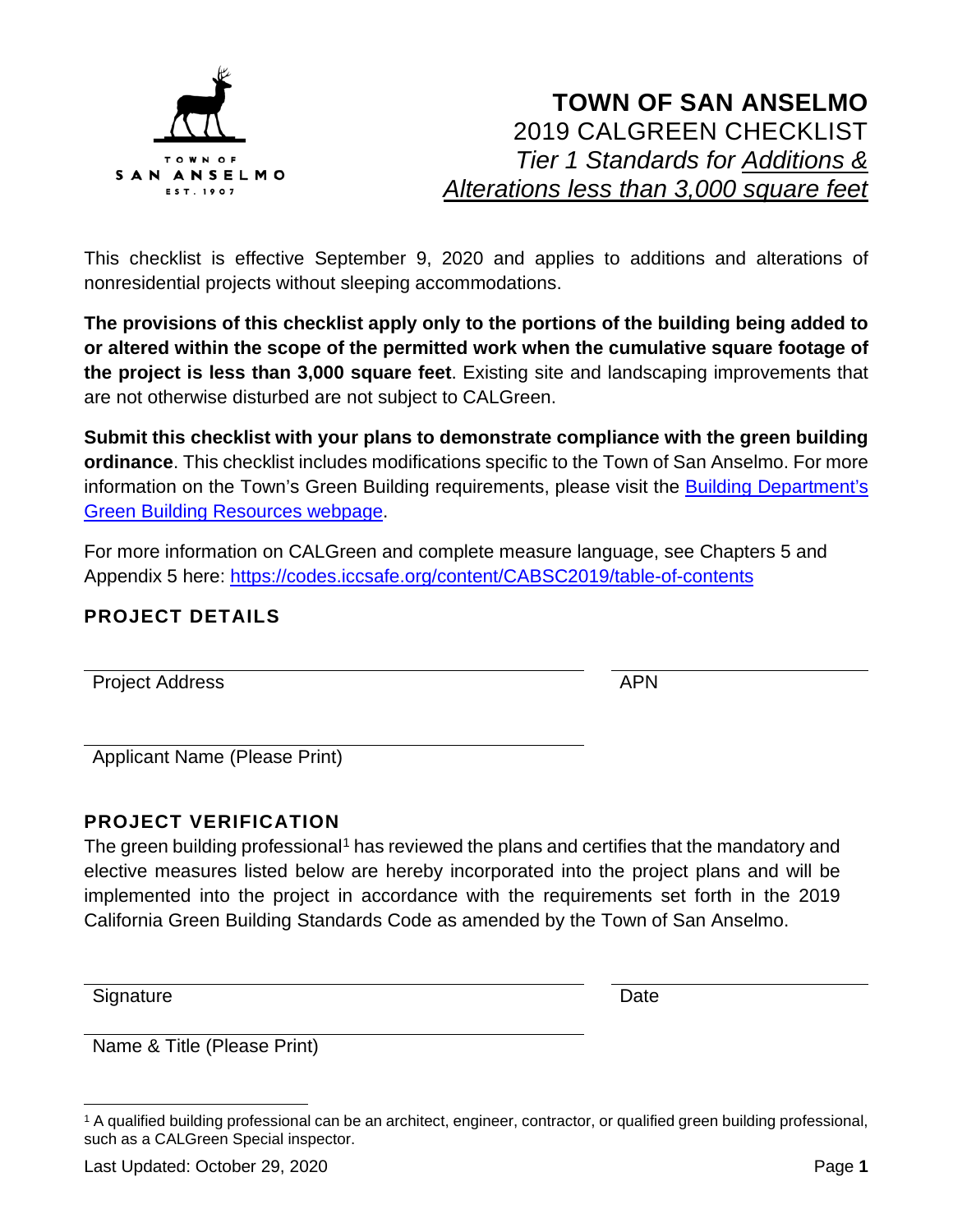TOWN OF
SAN ANSELMO
EST. 1907

# TOWN OF SAN ANSELMO

## 2019 CALGREEN CHECKLIST

### *Tier 1 Standards for Additions & Alterations less than 3,000 square feet*

This checklist is effective September 9, 2020 and applies to additions and alterations of nonresidential projects without sleeping accommodations.

**The provisions of this checklist apply only to the portions of the building being added to or altered within the scope of the permitted work when the cumulative square footage of the project is less than 3,000 square feet**. Existing site and landscaping improvements that are not otherwise disturbed are not subject to CALGreen.

**Submit this checklist with your plans to demonstrate compliance with the green building ordinance**. This checklist includes modifications specific to the Town of San Anselmo. For more information on the Town's Green Building requirements, please visit the Building Department's Green Building Resources webpage.

For more information on CALGreen and complete measure language, see Chapters 5 and Appendix 5 here: https://codes.iccsafe.org/content/CABSC2019/table-of-contents

## PROJECT DETAILS

Project Address ______________________ APN ______________________

Applicant Name (Please Print) ______________________

## PROJECT VERIFICATION

The green building professional[1] has reviewed the plans and certifies that the mandatory and elective measures listed below are hereby incorporated into the project plans and will be implemented into the project in accordance with the requirements set forth in the 2019 California Green Building Standards Code as amended by the Town of San Anselmo.

Signature ______________________ Date ______________________

Name & Title (Please Print) ______________________

[1] A qualified building professional can be an architect, engineer, contractor, or qualified green building professional, such as a CALGreen Special inspector.

Last Updated: October 29, 2020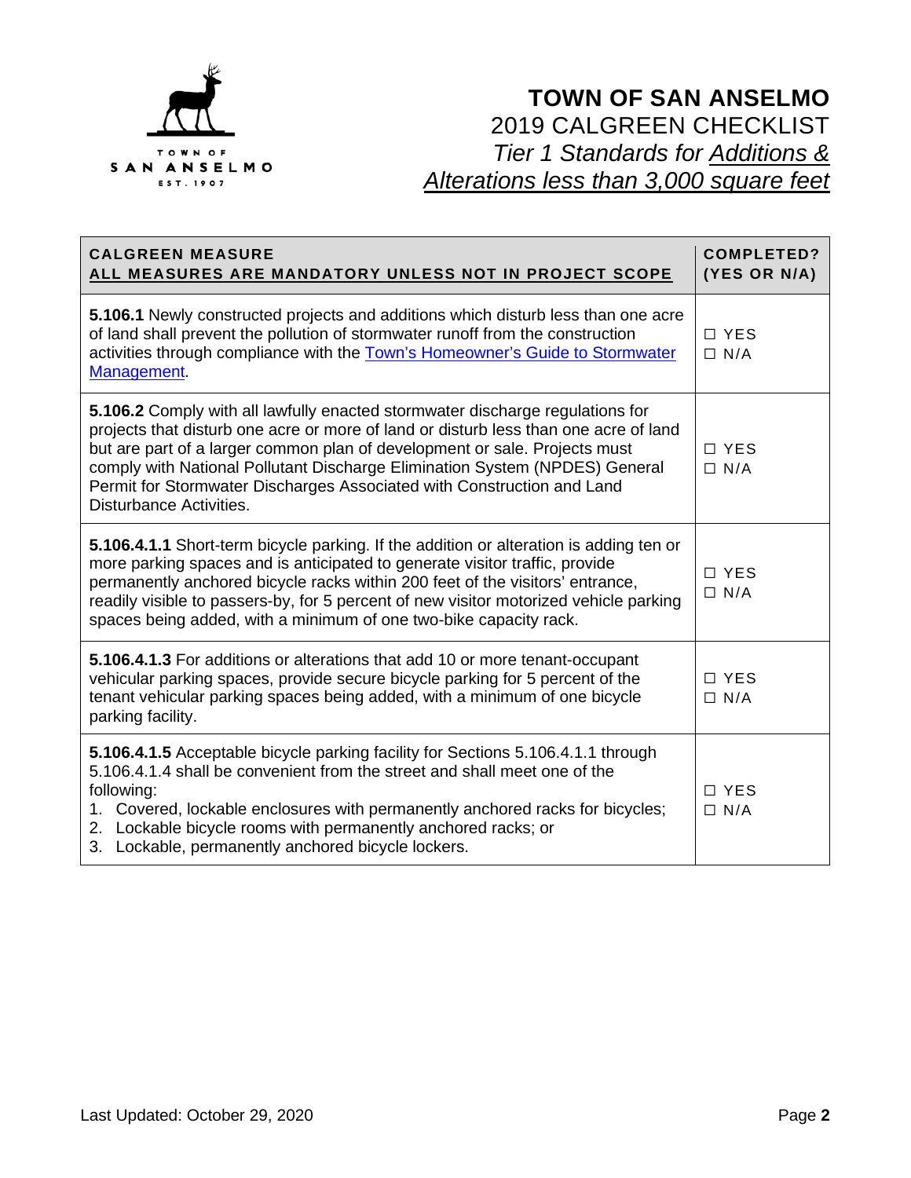# TOWN OF SAN ANSELMO

## 2019 CALGREEN CHECKLIST

### *Tier 1 Standards for Additions & Alterations less than 3,000 square feet*

| CALGREEN MEASURE<br>ALL MEASURES ARE MANDATORY UNLESS NOT IN PROJECT SCOPE | COMPLETED? (YES OR N/A) |
|---|---|
| **5.106.1** Newly constructed projects and additions which disturb less than one acre of land shall prevent the pollution of stormwater runoff from the construction activities through compliance with the Town's Homeowner's Guide to Stormwater Management. | ☐ YES<br>☐ N/A |
| **5.106.2** Comply with all lawfully enacted stormwater discharge regulations for projects that disturb one acre or more of land or disturb less than one acre of land but are part of a larger common plan of development or sale. Projects must comply with National Pollutant Discharge Elimination System (NPDES) General Permit for Stormwater Discharges Associated with Construction and Land Disturbance Activities. | ☐ YES<br>☐ N/A |
| **5.106.4.1.1** Short-term bicycle parking. If the addition or alteration is adding ten or more parking spaces and is anticipated to generate visitor traffic, provide permanently anchored bicycle racks within 200 feet of the visitors' entrance, readily visible to passers-by, for 5 percent of new visitor motorized vehicle parking spaces being added, with a minimum of one two-bike capacity rack. | ☐ YES<br>☐ N/A |
| **5.106.4.1.3** For additions or alterations that add 10 or more tenant-occupant vehicular parking spaces, provide secure bicycle parking for 5 percent of the tenant vehicular parking spaces being added, with a minimum of one bicycle parking facility. | ☐ YES<br>☐ N/A |
| **5.106.4.1.5** Acceptable bicycle parking facility for Sections 5.106.4.1.1 through 5.106.4.1.4 shall be convenient from the street and shall meet one of the following:<br>1. Covered, lockable enclosures with permanently anchored racks for bicycles;<br>2. Lockable bicycle rooms with permanently anchored racks; or<br>3. Lockable, permanently anchored bicycle lockers. | ☐ YES<br>☐ N/A |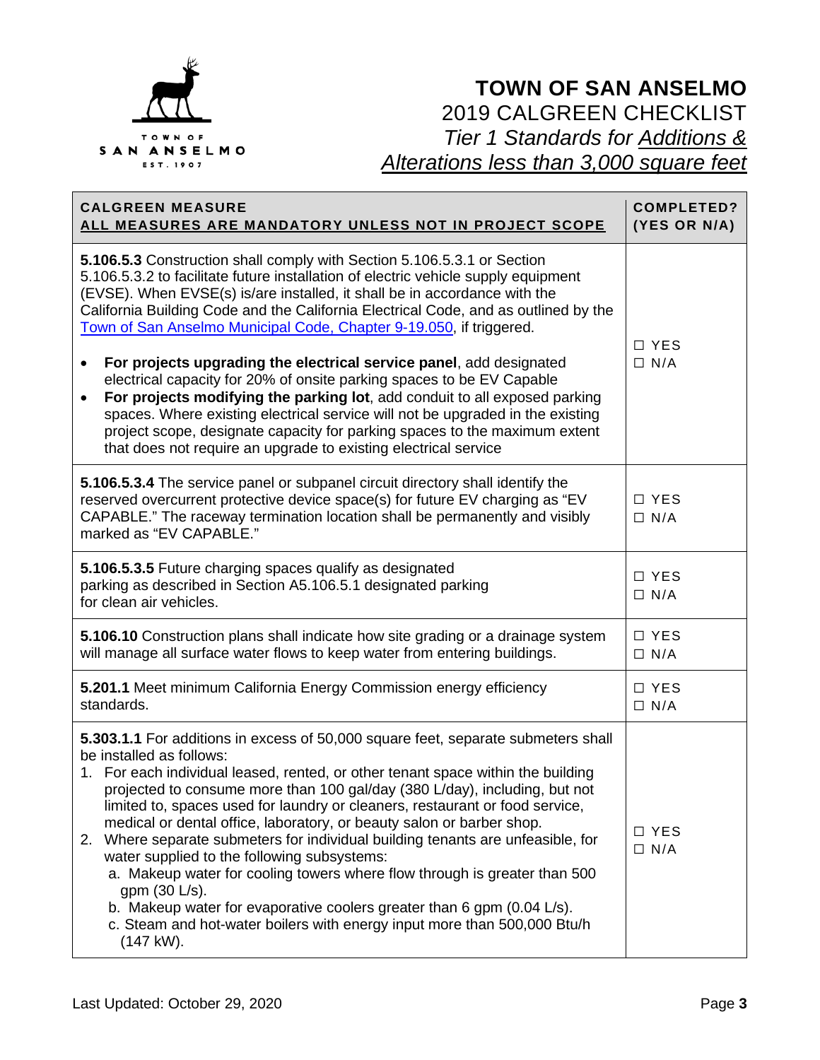# TOWN OF SAN ANSELMO

## 2019 CALGREEN CHECKLIST

### *Tier 1 Standards for Additions & Alterations less than 3,000 square feet*

| CALGREEN MEASURE<br>ALL MEASURES ARE MANDATORY UNLESS NOT IN PROJECT SCOPE | COMPLETED? (YES OR N/A) |
|---|---|
| **5.106.5.3** Construction shall comply with Section 5.106.5.3.1 or Section 5.106.5.3.2 to facilitate future installation of electric vehicle supply equipment (EVSE). When EVSE(s) is/are installed, it shall be in accordance with the California Building Code and the California Electrical Code, and as outlined by the Town of San Anselmo Municipal Code, Chapter 9-19.050, if triggered.<br>• **For projects upgrading the electrical service panel**, add designated electrical capacity for 20% of onsite parking spaces to be EV Capable<br>• **For projects modifying the parking lot**, add conduit to all exposed parking spaces. Where existing electrical service will not be upgraded in the existing project scope, designate capacity for parking spaces to the maximum extent that does not require an upgrade to existing electrical service | ☐ YES<br>☐ N/A |
| **5.106.5.3.4** The service panel or subpanel circuit directory shall identify the reserved overcurrent protective device space(s) for future EV charging as "EV CAPABLE." The raceway termination location shall be permanently and visibly marked as "EV CAPABLE." | ☐ YES<br>☐ N/A |
| **5.106.5.3.5** Future charging spaces qualify as designated parking as described in Section A5.106.5.1 designated parking for clean air vehicles. | ☐ YES<br>☐ N/A |
| **5.106.10** Construction plans shall indicate how site grading or a drainage system will manage all surface water flows to keep water from entering buildings. | ☐ YES<br>☐ N/A |
| **5.201.1** Meet minimum California Energy Commission energy efficiency standards. | ☐ YES<br>☐ N/A |
| **5.303.1.1** For additions in excess of 50,000 square feet, separate submeters shall be installed as follows:<br>1. For each individual leased, rented, or other tenant space within the building projected to consume more than 100 gal/day (380 L/day), including, but not limited to, spaces used for laundry or cleaners, restaurant or food service, medical or dental office, laboratory, or beauty salon or barber shop.<br>2. Where separate submeters for individual building tenants are unfeasible, for water supplied to the following subsystems:<br>a. Makeup water for cooling towers where flow through is greater than 500 gpm (30 L/s).<br>b. Makeup water for evaporative coolers greater than 6 gpm (0.04 L/s).<br>c. Steam and hot-water boilers with energy input more than 500,000 Btu/h (147 kW). | ☐ YES<br>☐ N/A |

Last Updated: October 29, 2020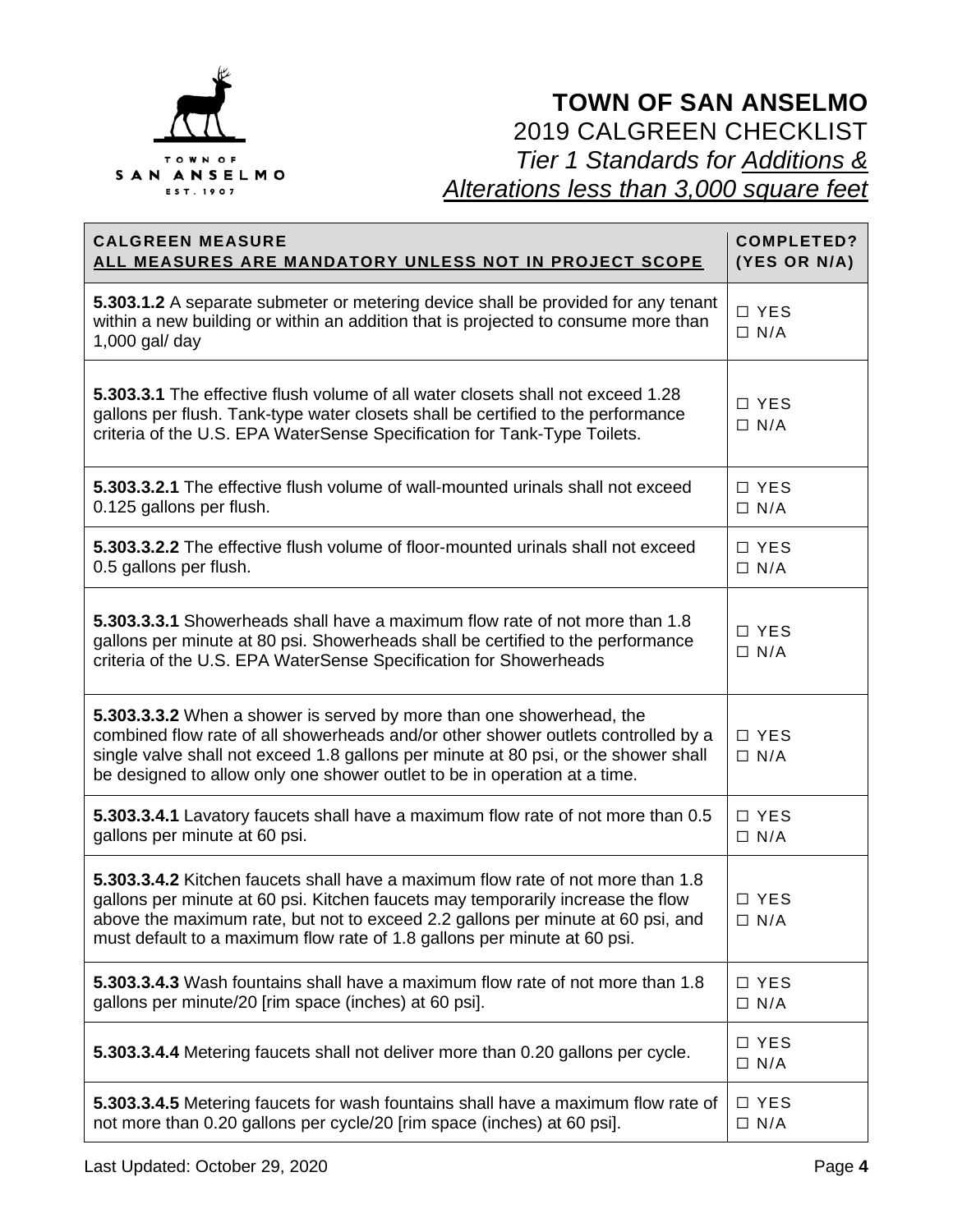# TOWN OF SAN ANSELMO

2019 CALGREEN CHECKLIST

*Tier 1 Standards for Additions & Alterations less than 3,000 square feet*

| **CALGREEN MEASURE** **ALL MEASURES ARE MANDATORY UNLESS NOT IN PROJECT SCOPE** | **COMPLETED? (YES OR N/A)** |
|---|---|
| **5.303.1.2** A separate submeter or metering device shall be provided for any tenant within a new building or within an addition that is projected to consume more than 1,000 gal/ day | ☐ YES ☐ N/A |
| **5.303.3.1** The effective flush volume of all water closets shall not exceed 1.28 gallons per flush. Tank-type water closets shall be certified to the performance criteria of the U.S. EPA WaterSense Specification for Tank-Type Toilets. | ☐ YES ☐ N/A |
| **5.303.3.2.1** The effective flush volume of wall-mounted urinals shall not exceed 0.125 gallons per flush. | ☐ YES ☐ N/A |
| **5.303.3.2.2** The effective flush volume of floor-mounted urinals shall not exceed 0.5 gallons per flush. | ☐ YES ☐ N/A |
| **5.303.3.3.1** Showerheads shall have a maximum flow rate of not more than 1.8 gallons per minute at 80 psi. Showerheads shall be certified to the performance criteria of the U.S. EPA WaterSense Specification for Showerheads | ☐ YES ☐ N/A |
| **5.303.3.3.2** When a shower is served by more than one showerhead, the combined flow rate of all showerheads and/or other shower outlets controlled by a single valve shall not exceed 1.8 gallons per minute at 80 psi, or the shower shall be designed to allow only one shower outlet to be in operation at a time. | ☐ YES ☐ N/A |
| **5.303.3.4.1** Lavatory faucets shall have a maximum flow rate of not more than 0.5 gallons per minute at 60 psi. | ☐ YES ☐ N/A |
| **5.303.3.4.2** Kitchen faucets shall have a maximum flow rate of not more than 1.8 gallons per minute at 60 psi. Kitchen faucets may temporarily increase the flow above the maximum rate, but not to exceed 2.2 gallons per minute at 60 psi, and must default to a maximum flow rate of 1.8 gallons per minute at 60 psi. | ☐ YES ☐ N/A |
| **5.303.3.4.3** Wash fountains shall have a maximum flow rate of not more than 1.8 gallons per minute/20 [rim space (inches) at 60 psi]. | ☐ YES ☐ N/A |
| **5.303.3.4.4** Metering faucets shall not deliver more than 0.20 gallons per cycle. | ☐ YES ☐ N/A |
| **5.303.3.4.5** Metering faucets for wash fountains shall have a maximum flow rate of not more than 0.20 gallons per cycle/20 [rim space (inches) at 60 psi]. | ☐ YES ☐ N/A |

Last Updated: October 29, 2020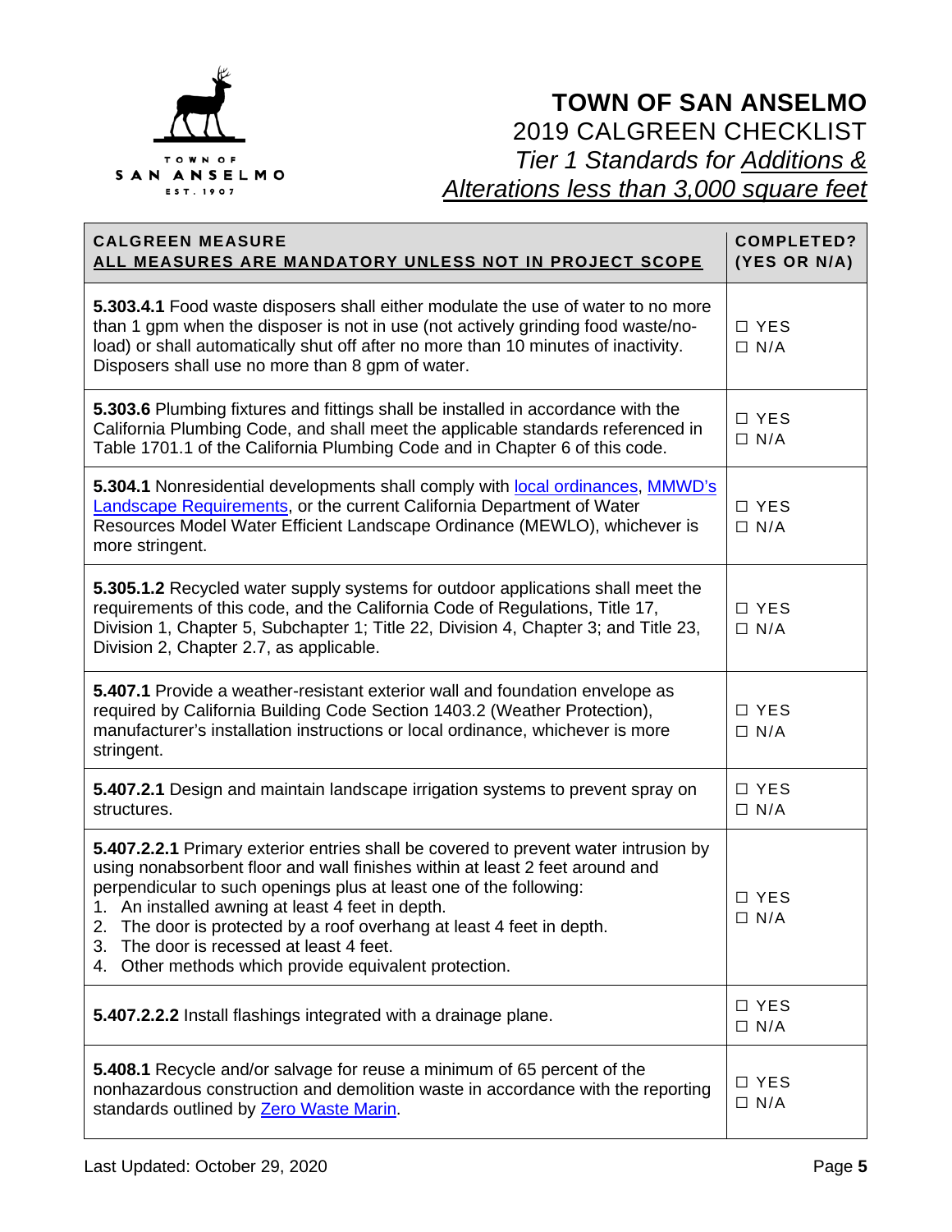# TOWN OF SAN ANSELMO

## 2019 CALGREEN CHECKLIST

### *Tier 1 Standards for Additions & Alterations less than 3,000 square feet*

| CALGREEN MEASURE<br>ALL MEASURES ARE MANDATORY UNLESS NOT IN PROJECT SCOPE | COMPLETED?<br>(YES OR N/A) |
|---|---|
| **5.303.4.1** Food waste disposers shall either modulate the use of water to no more than 1 gpm when the disposer is not in use (not actively grinding food waste/no-load) or shall automatically shut off after no more than 10 minutes of inactivity. Disposers shall use no more than 8 gpm of water. | ☐ YES<br>☐ N/A |
| **5.303.6** Plumbing fixtures and fittings shall be installed in accordance with the California Plumbing Code, and shall meet the applicable standards referenced in Table 1701.1 of the California Plumbing Code and in Chapter 6 of this code. | ☐ YES<br>☐ N/A |
| **5.304.1** Nonresidential developments shall comply with local ordinances, MMWD's Landscape Requirements, or the current California Department of Water Resources Model Water Efficient Landscape Ordinance (MEWLO), whichever is more stringent. | ☐ YES<br>☐ N/A |
| **5.305.1.2** Recycled water supply systems for outdoor applications shall meet the requirements of this code, and the California Code of Regulations, Title 17, Division 1, Chapter 5, Subchapter 1; Title 22, Division 4, Chapter 3; and Title 23, Division 2, Chapter 2.7, as applicable. | ☐ YES<br>☐ N/A |
| **5.407.1** Provide a weather-resistant exterior wall and foundation envelope as required by California Building Code Section 1403.2 (Weather Protection), manufacturer's installation instructions or local ordinance, whichever is more stringent. | ☐ YES<br>☐ N/A |
| **5.407.2.1** Design and maintain landscape irrigation systems to prevent spray on structures. | ☐ YES<br>☐ N/A |
| **5.407.2.2.1** Primary exterior entries shall be covered to prevent water intrusion by using nonabsorbent floor and wall finishes within at least 2 feet around and perpendicular to such openings plus at least one of the following:<br>1. An installed awning at least 4 feet in depth.<br>2. The door is protected by a roof overhang at least 4 feet in depth.<br>3. The door is recessed at least 4 feet.<br>4. Other methods which provide equivalent protection. | ☐ YES<br>☐ N/A |
| **5.407.2.2.2** Install flashings integrated with a drainage plane. | ☐ YES<br>☐ N/A |
| **5.408.1** Recycle and/or salvage for reuse a minimum of 65 percent of the nonhazardous construction and demolition waste in accordance with the reporting standards outlined by Zero Waste Marin. | ☐ YES<br>☐ N/A |

Last Updated: October 29, 2020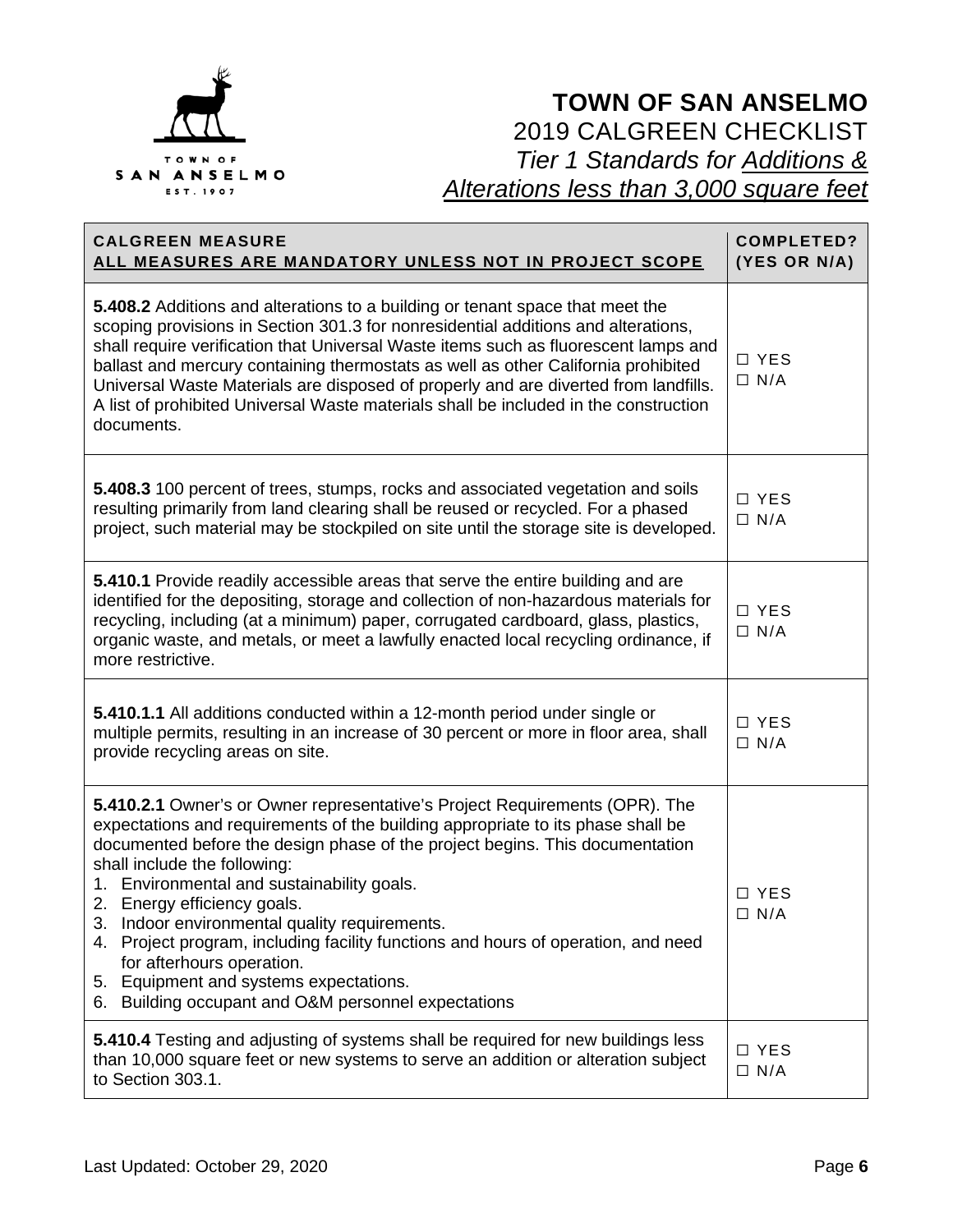# TOWN OF SAN ANSELMO

2019 CALGREEN CHECKLIST

*Tier 1 Standards for Additions & Alterations less than 3,000 square feet*

| **CALGREEN MEASURE** **ALL MEASURES ARE MANDATORY UNLESS NOT IN PROJECT SCOPE** | **COMPLETED? (YES OR N/A)** |
|---|---|
| **5.408.2** Additions and alterations to a building or tenant space that meet the scoping provisions in Section 301.3 for nonresidential additions and alterations, shall require verification that Universal Waste items such as fluorescent lamps and ballast and mercury containing thermostats as well as other California prohibited Universal Waste Materials are disposed of properly and are diverted from landfills. A list of prohibited Universal Waste materials shall be included in the construction documents. | ☐ YES ☐ N/A |
| **5.408.3** 100 percent of trees, stumps, rocks and associated vegetation and soils resulting primarily from land clearing shall be reused or recycled. For a phased project, such material may be stockpiled on site until the storage site is developed. | ☐ YES ☐ N/A |
| **5.410.1** Provide readily accessible areas that serve the entire building and are identified for the depositing, storage and collection of non-hazardous materials for recycling, including (at a minimum) paper, corrugated cardboard, glass, plastics, organic waste, and metals, or meet a lawfully enacted local recycling ordinance, if more restrictive. | ☐ YES ☐ N/A |
| **5.410.1.1** All additions conducted within a 12-month period under single or multiple permits, resulting in an increase of 30 percent or more in floor area, shall provide recycling areas on site. | ☐ YES ☐ N/A |
| **5.410.2.1** Owner's or Owner representative's Project Requirements (OPR). The expectations and requirements of the building appropriate to its phase shall be documented before the design phase of the project begins. This documentation shall include the following:<br>1. Environmental and sustainability goals.<br>2. Energy efficiency goals.<br>3. Indoor environmental quality requirements.<br>4. Project program, including facility functions and hours of operation, and need for afterhours operation.<br>5. Equipment and systems expectations.<br>6. Building occupant and O&M personnel expectations | ☐ YES ☐ N/A |
| **5.410.4** Testing and adjusting of systems shall be required for new buildings less than 10,000 square feet or new systems to serve an addition or alteration subject to Section 303.1. | ☐ YES ☐ N/A |

Last Updated: October 29, 2020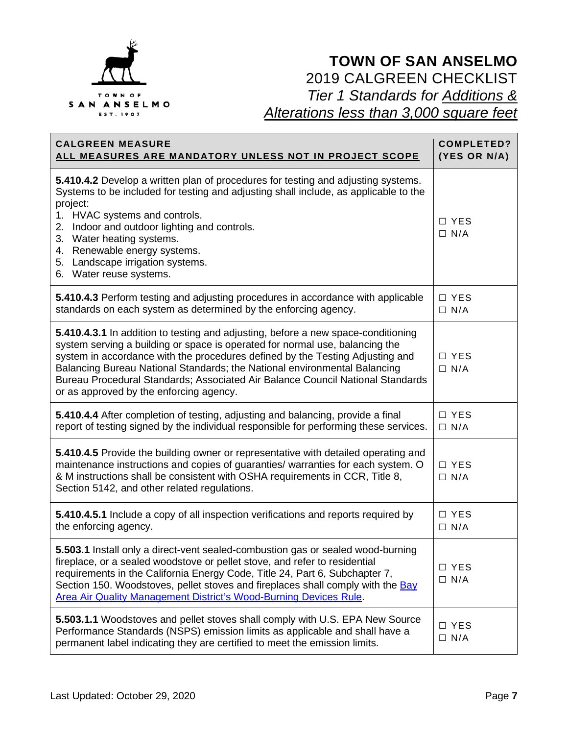# TOWN OF SAN ANSELMO

## 2019 CALGREEN CHECKLIST

### *Tier 1 Standards for* *Additions & Alterations less than 3,000 square feet*

| CALGREEN MEASURE<br>ALL MEASURES ARE MANDATORY UNLESS NOT IN PROJECT SCOPE | COMPLETED?<br>(YES OR N/A) |
|---|---|
| **5.410.4.2** Develop a written plan of procedures for testing and adjusting systems. Systems to be included for testing and adjusting shall include, as applicable to the project:<br>1. HVAC systems and controls.<br>2. Indoor and outdoor lighting and controls.<br>3. Water heating systems.<br>4. Renewable energy systems.<br>5. Landscape irrigation systems.<br>6. Water reuse systems. | ☐ YES<br>☐ N/A |
| **5.410.4.3** Perform testing and adjusting procedures in accordance with applicable standards on each system as determined by the enforcing agency. | ☐ YES<br>☐ N/A |
| **5.410.4.3.1** In addition to testing and adjusting, before a new space-conditioning system serving a building or space is operated for normal use, balancing the system in accordance with the procedures defined by the Testing Adjusting and Balancing Bureau National Standards; the National environmental Balancing Bureau Procedural Standards; Associated Air Balance Council National Standards or as approved by the enforcing agency. | ☐ YES<br>☐ N/A |
| **5.410.4.4** After completion of testing, adjusting and balancing, provide a final report of testing signed by the individual responsible for performing these services. | ☐ YES<br>☐ N/A |
| **5.410.4.5** Provide the building owner or representative with detailed operating and maintenance instructions and copies of guaranties/ warranties for each system. O & M instructions shall be consistent with OSHA requirements in CCR, Title 8, Section 5142, and other related regulations. | ☐ YES<br>☐ N/A |
| **5.410.4.5.1** Include a copy of all inspection verifications and reports required by the enforcing agency. | ☐ YES<br>☐ N/A |
| **5.503.1** Install only a direct-vent sealed-combustion gas or sealed wood-burning fireplace, or a sealed woodstove or pellet stove, and refer to residential requirements in the California Energy Code, Title 24, Part 6, Subchapter 7, Section 150. Woodstoves, pellet stoves and fireplaces shall comply with the Bay Area Air Quality Management District's Wood-Burning Devices Rule. | ☐ YES<br>☐ N/A |
| **5.503.1.1** Woodstoves and pellet stoves shall comply with U.S. EPA New Source Performance Standards (NSPS) emission limits as applicable and shall have a permanent label indicating they are certified to meet the emission limits. | ☐ YES<br>☐ N/A |

Last Updated: October 29, 2020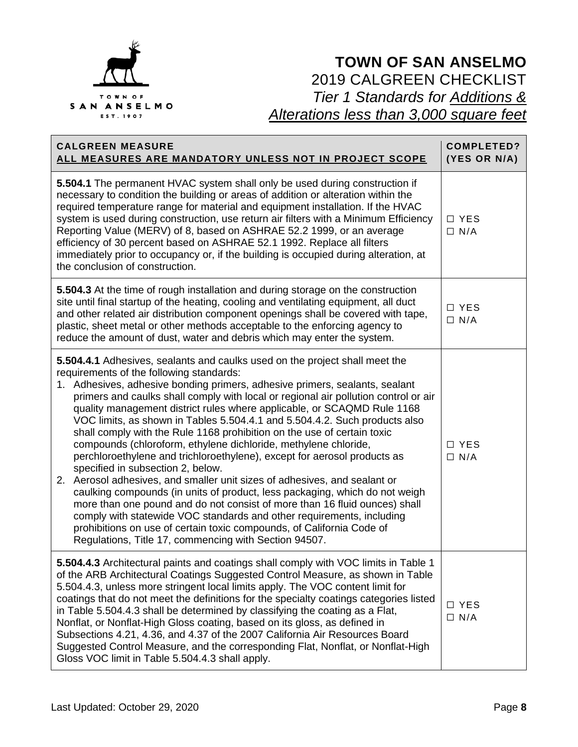**TOWN OF SAN ANSELMO**
2019 CALGREEN CHECKLIST
*Tier 1 Standards for Additions & Alterations less than 3,000 square feet*

| **CALGREEN MEASURE** **ALL MEASURES ARE MANDATORY UNLESS NOT IN PROJECT SCOPE** | **COMPLETED? (YES OR N/A)** |
|---|---|
| **5.504.1** The permanent HVAC system shall only be used during construction if necessary to condition the building or areas of addition or alteration within the required temperature range for material and equipment installation. If the HVAC system is used during construction, use return air filters with a Minimum Efficiency Reporting Value (MERV) of 8, based on ASHRAE 52.2 1999, or an average efficiency of 30 percent based on ASHRAE 52.1 1992. Replace all filters immediately prior to occupancy or, if the building is occupied during alteration, at the conclusion of construction. | ☐ YES ☐ N/A |
| **5.504.3** At the time of rough installation and during storage on the construction site until final startup of the heating, cooling and ventilating equipment, all duct and other related air distribution component openings shall be covered with tape, plastic, sheet metal or other methods acceptable to the enforcing agency to reduce the amount of dust, water and debris which may enter the system. | ☐ YES ☐ N/A |
| **5.504.4.1** Adhesives, sealants and caulks used on the project shall meet the requirements of the following standards: 1. Adhesives, adhesive bonding primers, adhesive primers, sealants, sealant primers and caulks shall comply with local or regional air pollution control or air quality management district rules where applicable, or SCAQMD Rule 1168 VOC limits, as shown in Tables 5.504.4.1 and 5.504.4.2. Such products also shall comply with the Rule 1168 prohibition on the use of certain toxic compounds (chloroform, ethylene dichloride, methylene chloride, perchloroethylene and trichloroethylene), except for aerosol products as specified in subsection 2, below. 2. Aerosol adhesives, and smaller unit sizes of adhesives, and sealant or caulking compounds (in units of product, less packaging, which do not weigh more than one pound and do not consist of more than 16 fluid ounces) shall comply with statewide VOC standards and other requirements, including prohibitions on use of certain toxic compounds, of California Code of Regulations, Title 17, commencing with Section 94507. | ☐ YES ☐ N/A |
| **5.504.4.3** Architectural paints and coatings shall comply with VOC limits in Table 1 of the ARB Architectural Coatings Suggested Control Measure, as shown in Table 5.504.4.3, unless more stringent local limits apply. The VOC content limit for coatings that do not meet the definitions for the specialty coatings categories listed in Table 5.504.4.3 shall be determined by classifying the coating as a Flat, Nonflat, or Nonflat-High Gloss coating, based on its gloss, as defined in Subsections 4.21, 4.36, and 4.37 of the 2007 California Air Resources Board Suggested Control Measure, and the corresponding Flat, Nonflat, or Nonflat-High Gloss VOC limit in Table 5.504.4.3 shall apply. | ☐ YES ☐ N/A |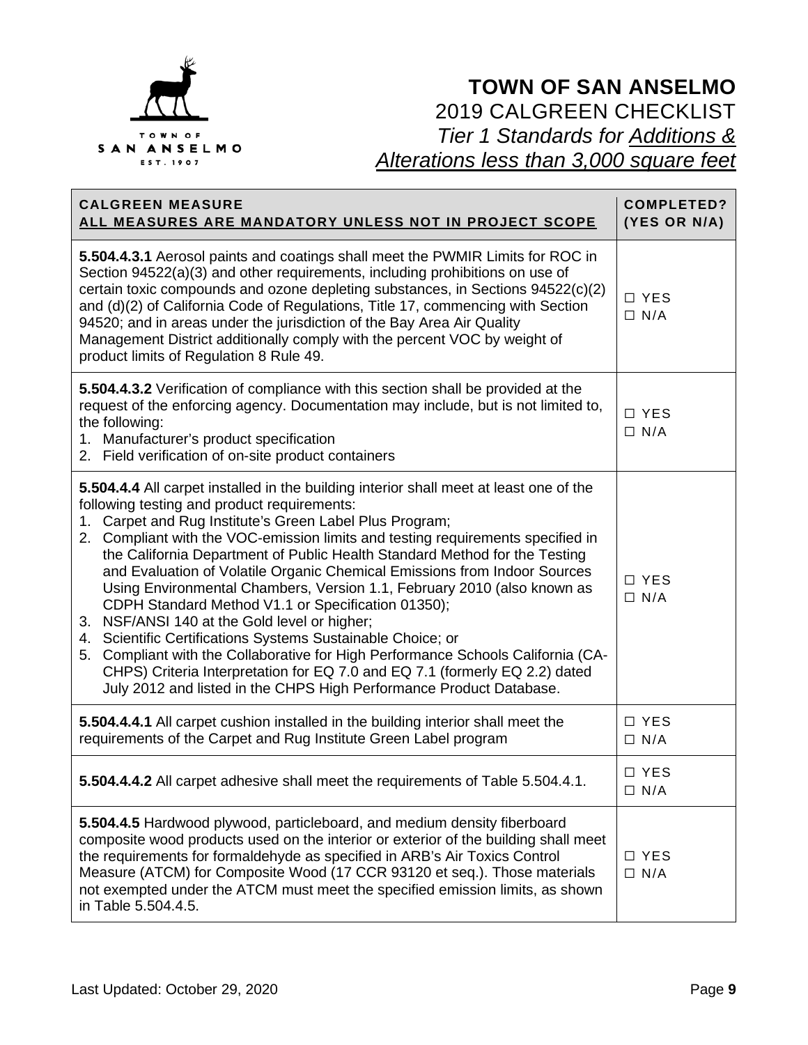# TOWN OF SAN ANSELMO

## 2019 CALGREEN CHECKLIST

### *Tier 1 Standards for Additions & Alterations less than 3,000 square feet*

| CALGREEN MEASURE<br>ALL MEASURES ARE MANDATORY UNLESS NOT IN PROJECT SCOPE | COMPLETED? (YES OR N/A) |
|---|---|
| **5.504.4.3.1** Aerosol paints and coatings shall meet the PWMIR Limits for ROC in Section 94522(a)(3) and other requirements, including prohibitions on use of certain toxic compounds and ozone depleting substances, in Sections 94522(c)(2) and (d)(2) of California Code of Regulations, Title 17, commencing with Section 94520; and in areas under the jurisdiction of the Bay Area Air Quality Management District additionally comply with the percent VOC by weight of product limits of Regulation 8 Rule 49. | ☐ YES<br>☐ N/A |
| **5.504.4.3.2** Verification of compliance with this section shall be provided at the request of the enforcing agency. Documentation may include, but is not limited to, the following:<br>1. Manufacturer's product specification<br>2. Field verification of on-site product containers | ☐ YES<br>☐ N/A |
| **5.504.4.4** All carpet installed in the building interior shall meet at least one of the following testing and product requirements:<br>1. Carpet and Rug Institute's Green Label Plus Program;<br>2. Compliant with the VOC-emission limits and testing requirements specified in the California Department of Public Health Standard Method for the Testing and Evaluation of Volatile Organic Chemical Emissions from Indoor Sources Using Environmental Chambers, Version 1.1, February 2010 (also known as CDPH Standard Method V1.1 or Specification 01350);<br>3. NSF/ANSI 140 at the Gold level or higher;<br>4. Scientific Certifications Systems Sustainable Choice; or<br>5. Compliant with the Collaborative for High Performance Schools California (CA-CHPS) Criteria Interpretation for EQ 7.0 and EQ 7.1 (formerly EQ 2.2) dated July 2012 and listed in the CHPS High Performance Product Database. | ☐ YES<br>☐ N/A |
| **5.504.4.4.1** All carpet cushion installed in the building interior shall meet the requirements of the Carpet and Rug Institute Green Label program | ☐ YES<br>☐ N/A |
| **5.504.4.4.2** All carpet adhesive shall meet the requirements of Table 5.504.4.1. | ☐ YES<br>☐ N/A |
| **5.504.4.5** Hardwood plywood, particleboard, and medium density fiberboard composite wood products used on the interior or exterior of the building shall meet the requirements for formaldehyde as specified in ARB's Air Toxics Control Measure (ATCM) for Composite Wood (17 CCR 93120 et seq.). Those materials not exempted under the ATCM must meet the specified emission limits, as shown in Table 5.504.4.5. | ☐ YES<br>☐ N/A |

Last Updated: October 29, 2020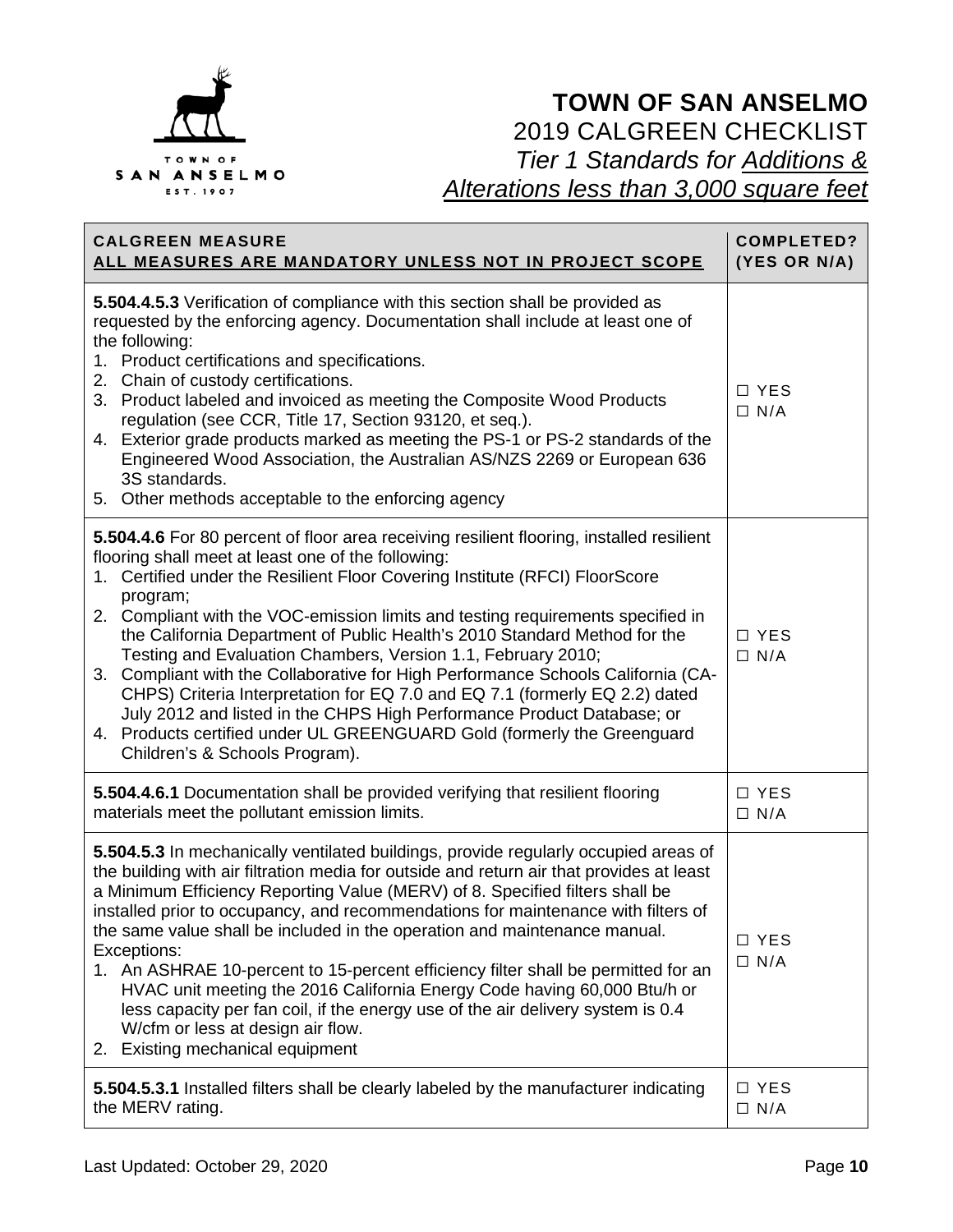# TOWN OF SAN ANSELMO

2019 CALGREEN CHECKLIST

*Tier 1 Standards for Additions & Alterations less than 3,000 square feet*

| **CALGREEN MEASURE** **ALL MEASURES ARE MANDATORY UNLESS NOT IN PROJECT SCOPE** | **COMPLETED? (YES OR N/A)** |
|---|---|
| **5.504.4.5.3** Verification of compliance with this section shall be provided as requested by the enforcing agency. Documentation shall include at least one of the following: 1. Product certifications and specifications. 2. Chain of custody certifications. 3. Product labeled and invoiced as meeting the Composite Wood Products regulation (see CCR, Title 17, Section 93120, et seq.). 4. Exterior grade products marked as meeting the PS-1 or PS-2 standards of the Engineered Wood Association, the Australian AS/NZS 2269 or European 636 3S standards. 5. Other methods acceptable to the enforcing agency | ☐ YES ☐ N/A |
| **5.504.4.6** For 80 percent of floor area receiving resilient flooring, installed resilient flooring shall meet at least one of the following: 1. Certified under the Resilient Floor Covering Institute (RFCI) FloorScore program; 2. Compliant with the VOC-emission limits and testing requirements specified in the California Department of Public Health's 2010 Standard Method for the Testing and Evaluation Chambers, Version 1.1, February 2010; 3. Compliant with the Collaborative for High Performance Schools California (CA-CHPS) Criteria Interpretation for EQ 7.0 and EQ 7.1 (formerly EQ 2.2) dated July 2012 and listed in the CHPS High Performance Product Database; or 4. Products certified under UL GREENGUARD Gold (formerly the Greenguard Children's & Schools Program). | ☐ YES ☐ N/A |
| **5.504.4.6.1** Documentation shall be provided verifying that resilient flooring materials meet the pollutant emission limits. | ☐ YES ☐ N/A |
| **5.504.5.3** In mechanically ventilated buildings, provide regularly occupied areas of the building with air filtration media for outside and return air that provides at least a Minimum Efficiency Reporting Value (MERV) of 8. Specified filters shall be installed prior to occupancy, and recommendations for maintenance with filters of the same value shall be included in the operation and maintenance manual. Exceptions: 1. An ASHRAE 10-percent to 15-percent efficiency filter shall be permitted for an HVAC unit meeting the 2016 California Energy Code having 60,000 Btu/h or less capacity per fan coil, if the energy use of the air delivery system is 0.4 W/cfm or less at design air flow. 2. Existing mechanical equipment | ☐ YES ☐ N/A |
| **5.504.5.3.1** Installed filters shall be clearly labeled by the manufacturer indicating the MERV rating. | ☐ YES ☐ N/A |

Last Updated: October 29, 2020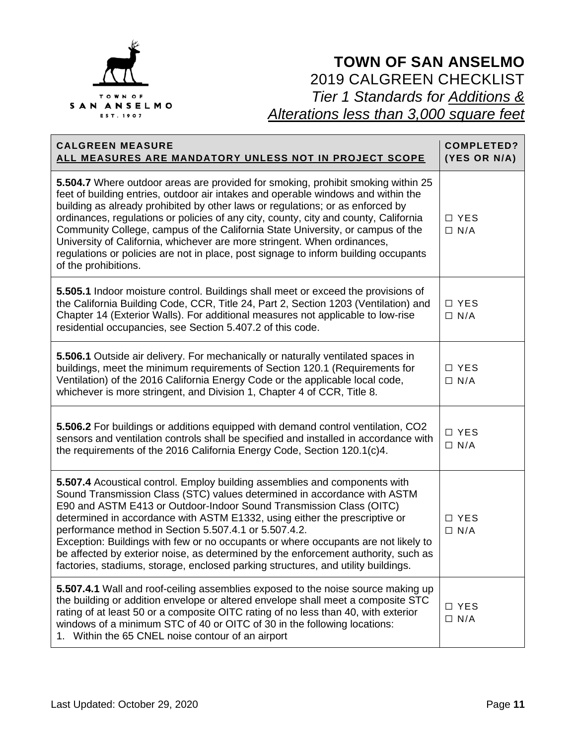# TOWN OF SAN ANSELMO

2019 CALGREEN CHECKLIST

*Tier 1 Standards for Additions & Alterations less than 3,000 square feet*

| **CALGREEN MEASURE** **ALL MEASURES ARE MANDATORY UNLESS NOT IN PROJECT SCOPE** | **COMPLETED? (YES OR N/A)** |
|---|---|
| **5.504.7** Where outdoor areas are provided for smoking, prohibit smoking within 25 feet of building entries, outdoor air intakes and operable windows and within the building as already prohibited by other laws or regulations; or as enforced by ordinances, regulations or policies of any city, county, city and county, California Community College, campus of the California State University, or campus of the University of California, whichever are more stringent. When ordinances, regulations or policies are not in place, post signage to inform building occupants of the prohibitions. | ☐ YES ☐ N/A |
| **5.505.1** Indoor moisture control. Buildings shall meet or exceed the provisions of the California Building Code, CCR, Title 24, Part 2, Section 1203 (Ventilation) and Chapter 14 (Exterior Walls). For additional measures not applicable to low-rise residential occupancies, see Section 5.407.2 of this code. | ☐ YES ☐ N/A |
| **5.506.1** Outside air delivery. For mechanically or naturally ventilated spaces in buildings, meet the minimum requirements of Section 120.1 (Requirements for Ventilation) of the 2016 California Energy Code or the applicable local code, whichever is more stringent, and Division 1, Chapter 4 of CCR, Title 8. | ☐ YES ☐ N/A |
| **5.506.2** For buildings or additions equipped with demand control ventilation, CO2 sensors and ventilation controls shall be specified and installed in accordance with the requirements of the 2016 California Energy Code, Section 120.1(c)4. | ☐ YES ☐ N/A |
| **5.507.4** Acoustical control. Employ building assemblies and components with Sound Transmission Class (STC) values determined in accordance with ASTM E90 and ASTM E413 or Outdoor-Indoor Sound Transmission Class (OITC) determined in accordance with ASTM E1332, using either the prescriptive or performance method in Section 5.507.4.1 or 5.507.4.2. Exception: Buildings with few or no occupants or where occupants are not likely to be affected by exterior noise, as determined by the enforcement authority, such as factories, stadiums, storage, enclosed parking structures, and utility buildings. | ☐ YES ☐ N/A |
| **5.507.4.1** Wall and roof-ceiling assemblies exposed to the noise source making up the building or addition envelope or altered envelope shall meet a composite STC rating of at least 50 or a composite OITC rating of no less than 40, with exterior windows of a minimum STC of 40 or OITC of 30 in the following locations: 1. Within the 65 CNEL noise contour of an airport | ☐ YES ☐ N/A |

Last Updated: October 29, 2020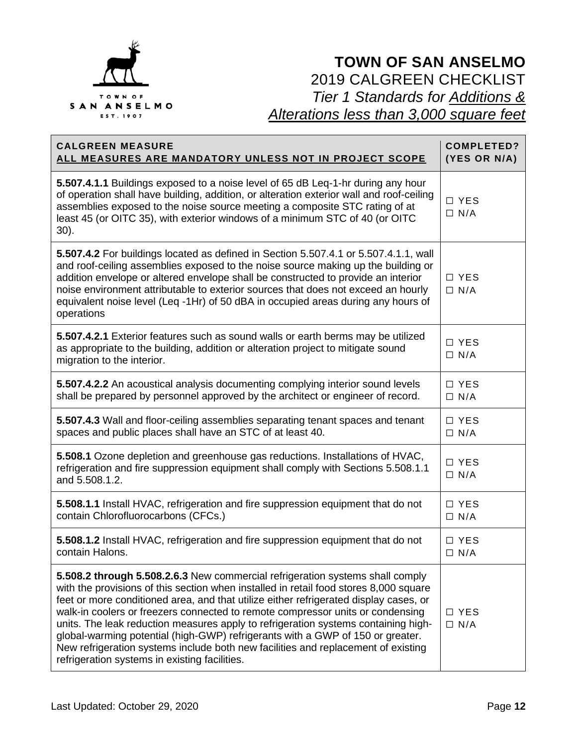# TOWN OF SAN ANSELMO

2019 CALGREEN CHECKLIST

*Tier 1 Standards for Additions & Alterations less than 3,000 square feet*

| CALGREEN MEASURE ALL MEASURES ARE MANDATORY UNLESS NOT IN PROJECT SCOPE | COMPLETED? (YES OR N/A) |
|---|---|
| **5.507.4.1.1** Buildings exposed to a noise level of 65 dB Leq-1-hr during any hour of operation shall have building, addition, or alteration exterior wall and roof-ceiling assemblies exposed to the noise source meeting a composite STC rating of at least 45 (or OITC 35), with exterior windows of a minimum STC of 40 (or OITC 30). | ☐ YES ☐ N/A |
| **5.507.4.2** For buildings located as defined in Section 5.507.4.1 or 5.507.4.1.1, wall and roof-ceiling assemblies exposed to the noise source making up the building or addition envelope or altered envelope shall be constructed to provide an interior noise environment attributable to exterior sources that does not exceed an hourly equivalent noise level (Leq -1Hr) of 50 dBA in occupied areas during any hours of operations | ☐ YES ☐ N/A |
| **5.507.4.2.1** Exterior features such as sound walls or earth berms may be utilized as appropriate to the building, addition or alteration project to mitigate sound migration to the interior. | ☐ YES ☐ N/A |
| **5.507.4.2.2** An acoustical analysis documenting complying interior sound levels shall be prepared by personnel approved by the architect or engineer of record. | ☐ YES ☐ N/A |
| **5.507.4.3** Wall and floor-ceiling assemblies separating tenant spaces and tenant spaces and public places shall have an STC of at least 40. | ☐ YES ☐ N/A |
| **5.508.1** Ozone depletion and greenhouse gas reductions. Installations of HVAC, refrigeration and fire suppression equipment shall comply with Sections 5.508.1.1 and 5.508.1.2. | ☐ YES ☐ N/A |
| **5.508.1.1** Install HVAC, refrigeration and fire suppression equipment that do not contain Chlorofluorocarbons (CFCs.) | ☐ YES ☐ N/A |
| **5.508.1.2** Install HVAC, refrigeration and fire suppression equipment that do not contain Halons. | ☐ YES ☐ N/A |
| **5.508.2 through 5.508.2.6.3** New commercial refrigeration systems shall comply with the provisions of this section when installed in retail food stores 8,000 square feet or more conditioned area, and that utilize either refrigerated display cases, or walk-in coolers or freezers connected to remote compressor units or condensing units. The leak reduction measures apply to refrigeration systems containing high-global-warming potential (high-GWP) refrigerants with a GWP of 150 or greater. New refrigeration systems include both new facilities and replacement of existing refrigeration systems in existing facilities. | ☐ YES ☐ N/A |

Last Updated: October 29, 2020